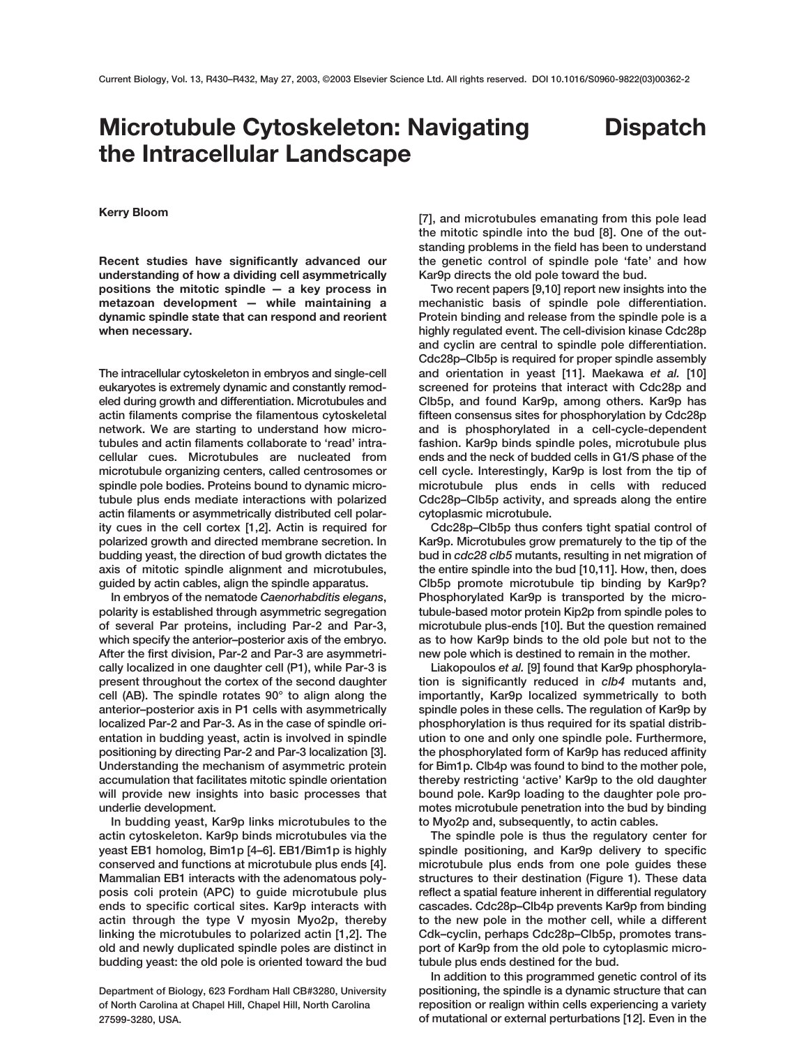# Microtubule Cytoskeleton: Navigating the Intracellular Landscape

Dispatch

**Kerry Bloom**

**Recent studies have significantly advanced our understanding of how a dividing cell asymmetrically positions the mitotic spindle — a key process in metazoan development — while maintaining a dynamic spindle state that can respond and reorient when necessary.**

The intracellular cytoskeleton in embryos and single-cell eukaryotes is extremely dynamic and constantly remodeled during growth and differentiation. Microtubules and actin filaments comprise the filamentous cytoskeletal network. We are starting to understand how microtubules and actin filaments collaborate to 'read' intracellular cues. Microtubules are nucleated from microtubule organizing centers, called centrosomes or spindle pole bodies. Proteins bound to dynamic microtubule plus ends mediate interactions with polarized actin filaments or asymmetrically distributed cell polarity cues in the cell cortex [1,2]. Actin is required for polarized growth and directed membrane secretion. In budding yeast, the direction of bud growth dictates the axis of mitotic spindle alignment and microtubules, guided by actin cables, align the spindle apparatus.

In embryos of the nematode *Caenorhabditis elegans*, polarity is established through asymmetric segregation of several Par proteins, including Par-2 and Par-3, which specify the anterior–posterior axis of the embryo. After the first division, Par-2 and Par-3 are asymmetrically localized in one daughter cell (P1), while Par-3 is present throughout the cortex of the second daughter cell (AB). The spindle rotates 90° to align along the anterior–posterior axis in P1 cells with asymmetrically localized Par-2 and Par-3. As in the case of spindle orientation in budding yeast, actin is involved in spindle positioning by directing Par-2 and Par-3 localization [3]. Understanding the mechanism of asymmetric protein accumulation that facilitates mitotic spindle orientation will provide new insights into basic processes that underlie development.

In budding yeast, Kar9p links microtubules to the actin cytoskeleton. Kar9p binds microtubules via the yeast EB1 homolog, Bim1p [4–6]. EB1/Bim1p is highly conserved and functions at microtubule plus ends [4]. Mammalian EB1 interacts with the adenomatous polyposis coli protein (APC) to guide microtubule plus ends to specific cortical sites. Kar9p interacts with actin through the type V myosin Myo2p, thereby linking the microtubules to polarized actin [1,2]. The old and newly duplicated spindle poles are distinct in budding yeast: the old pole is oriented toward the bud [7], and microtubules emanating from this pole lead the mitotic spindle into the bud [8]. One of the outstanding problems in the field has been to understand the genetic control of spindle pole 'fate' and how Kar9p directs the old pole toward the bud.

Two recent papers [9,10] report new insights into the mechanistic basis of spindle pole differentiation. Protein binding and release from the spindle pole is a highly regulated event. The cell-division kinase Cdc28p and cyclin are central to spindle pole differentiation. Cdc28p–Clb5p is required for proper spindle assembly and orientation in yeast [11]. Maekawa *et al.* [10] screened for proteins that interact with Cdc28p and Clb5p, and found Kar9p, among others. Kar9p has fifteen consensus sites for phosphorylation by Cdc28p and is phosphorylated in a cell-cycle-dependent fashion. Kar9p binds spindle poles, microtubule plus ends and the neck of budded cells in G1/S phase of the cell cycle. Interestingly, Kar9p is lost from the tip of microtubule plus ends in cells with reduced Cdc28p–Clb5p activity, and spreads along the entire cytoplasmic microtubule.

Cdc28p–Clb5p thus confers tight spatial control of Kar9p. Microtubules grow prematurely to the tip of the bud in *cdc28 clb5* mutants, resulting in net migration of the entire spindle into the bud [10,11]. How, then, does Clb5p promote microtubule tip binding by Kar9p? Phosphorylated Kar9p is transported by the microtubule-based motor protein Kip2p from spindle poles to microtubule plus-ends [10]. But the question remained as to how Kar9p binds to the old pole but not to the new pole which is destined to remain in the mother.

Liakopoulos *et al.* [9] found that Kar9p phosphorylation is significantly reduced in *clb4* mutants and, importantly, Kar9p localized symmetrically to both spindle poles in these cells. The regulation of Kar9p by phosphorylation is thus required for its spatial distribution to one and only one spindle pole. Furthermore, the phosphorylated form of Kar9p has reduced affinity for Bim1p. Clb4p was found to bind to the mother pole, thereby restricting 'active' Kar9p to the old daughter bound pole. Kar9p loading to the daughter pole promotes microtubule penetration into the bud by binding to Myo2p and, subsequently, to actin cables.

The spindle pole is thus the regulatory center for spindle positioning, and Kar9p delivery to specific microtubule plus ends from one pole guides these structures to their destination (Figure 1). These data reflect a spatial feature inherent in differential regulatory cascades. Cdc28p–Clb4p prevents Kar9p from binding to the new pole in the mother cell, while a different Cdk–cyclin, perhaps Cdc28p–Clb5p, promotes transport of Kar9p from the old pole to cytoplasmic microtubule plus ends destined for the bud.

In addition to this programmed genetic control of its positioning, the spindle is a dynamic structure that can reposition or realign within cells experiencing a variety of mutational or external perturbations [12]. Even in the

Department of Biology, 623 Fordham Hall CB#3280, University of North Carolina at Chapel Hill, Chapel Hill, North Carolina 27599-3280, USA.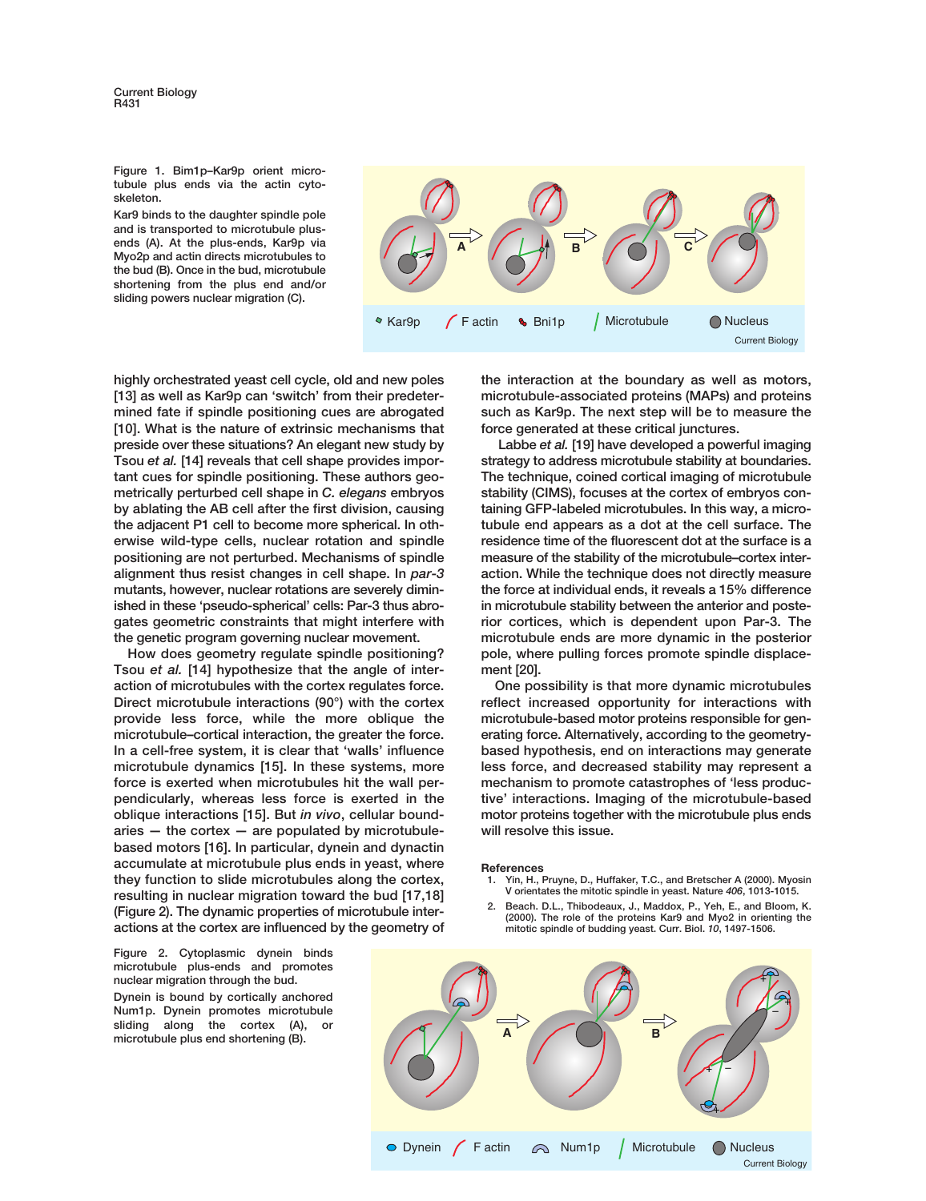Figure 1. Bim1p–Kar9p orient microtubule plus ends via the actin cytoskeleton.

Kar9 binds to the daughter spindle pole and is transported to microtubule plus-ends (A). At the plus-ends, Kar9p via Myo2p and actin directs microtubules to the bud (B). Once in the bud, microtubule shortening from the plus end and/or sliding powers nuclear migration (C).

highly orchestrated yeast cell cycle, old and new poles [13] as well as Kar9p can 'switch' from their predetermined fate if spindle positioning cues are abrogated [10]. What is the nature of extrinsic mechanisms that preside over these situations? An elegant new study by Tsou *et al.* [14] reveals that cell shape provides important cues for spindle positioning. These authors geometrically perturbed cell shape in *C. elegans* embryos by ablating the AB cell after the first division, causing the adjacent P1 cell to become more spherical. In otherwise wild-type cells, nuclear rotation and spindle positioning are not perturbed. Mechanisms of spindle alignment thus resist changes in cell shape. In *par-3* mutants, however, nuclear rotations are severely diminished in these 'pseudo-spherical' cells: Par-3 thus abrogates geometric constraints that might interfere with the genetic program governing nuclear movement.

How does geometry regulate spindle positioning? Tsou *et al.* [14] hypothesize that the angle of interaction of microtubules with the cortex regulates force. Direct microtubule interactions (90°) with the cortex provide less force, while the more oblique the microtubule–cortical interaction, the greater the force. In a cell-free system, it is clear that 'walls' influence microtubule dynamics [15]. In these systems, more force is exerted when microtubules hit the wall perpendicularly, whereas less force is exerted in the oblique interactions [15]. But *in vivo*, cellular boundaries — the cortex — are populated by microtubule-based motors [16]. In particular, dynein and dynactin accumulate at microtubule plus ends in yeast, where they function to slide microtubules along the cortex, resulting in nuclear migration toward the bud [17,18] (Figure 2). The dynamic properties of microtubule interactions at the cortex are influenced by the geometry of the interaction at the boundary as well as motors, microtubule-associated proteins (MAPs) and proteins such as Kar9p. The next step will be to measure the force generated at these critical junctures.

Labbe *et al.* [19] have developed a powerful imaging strategy to address microtubule stability at boundaries. The technique, coined cortical imaging of microtubule stability (CIMS), focuses at the cortex of embryos containing GFP-labeled microtubules. In this way, a microtubule end appears as a dot at the cell surface. The residence time of the fluorescent dot at the surface is a measure of the stability of the microtubule–cortex interaction. While the technique does not directly measure the force at individual ends, it reveals a 15% difference in microtubule stability between the anterior and posterior cortices, which is dependent upon Par-3. The microtubule ends are more dynamic in the posterior pole, where pulling forces promote spindle displacement [20].

One possibility is that more dynamic microtubules reflect increased opportunity for interactions with microtubule-based motor proteins responsible for generating force. Alternatively, according to the geometry-based hypothesis, end on interactions may generate less force, and decreased stability may represent a mechanism to promote catastrophes of 'less productive' interactions. Imaging of the microtubule-based motor proteins together with the microtubule plus ends will resolve this issue.

## References

1. Yin, H., Pruyne, D., Huffaker, T.C., and Bretscher A (2000). Myosin V orientates the mitotic spindle in yeast. Nature *406*, 1013-1015.
2. Beach. D.L., Thibodeaux, J., Maddox, P., Yeh, E., and Bloom, K. (2000). The role of the proteins Kar9 and Myo2 in orienting the mitotic spindle of budding yeast. Curr. Biol. *10*, 1497-1506.

Figure 2. Cytoplasmic dynein binds microtubule plus-ends and promotes nuclear migration through the bud.

Dynein is bound by cortically anchored Num1p. Dynein promotes microtubule sliding along the cortex (A), or microtubule plus end shortening (B).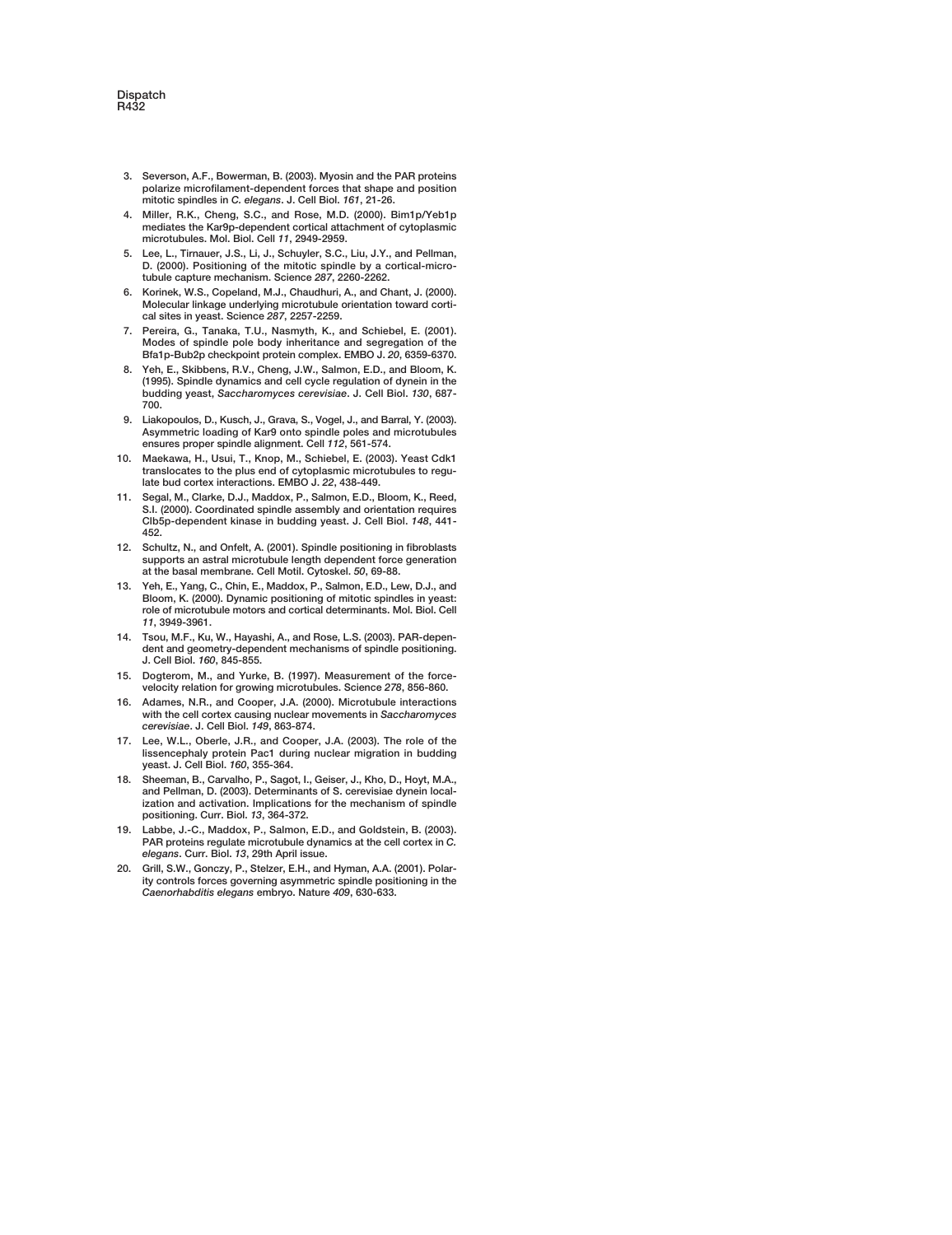3. Severson, A.F., Bowerman, B. (2003). Myosin and the PAR proteins polarize microfilament-dependent forces that shape and position mitotic spindles in *C. elegans*. J. Cell Biol. *161*, 21-26.
4. Miller, R.K., Cheng, S.C., and Rose, M.D. (2000). Bim1p/Yeb1p mediates the Kar9p-dependent cortical attachment of cytoplasmic microtubules. Mol. Biol. Cell *11*, 2949-2959.
5. Lee, L., Tirnauer, J.S., Li, J., Schuyler, S.C., Liu, J.Y., and Pellman, D. (2000). Positioning of the mitotic spindle by a cortical-microtubule capture mechanism. Science *287*, 2260-2262.
6. Korinek, W.S., Copeland, M.J., Chaudhuri, A., and Chant, J. (2000). Molecular linkage underlying microtubule orientation toward cortical sites in yeast. Science *287*, 2257-2259.
7. Pereira, G., Tanaka, T.U., Nasmyth, K., and Schiebel, E. (2001). Modes of spindle pole body inheritance and segregation of the Bfa1p-Bub2p checkpoint protein complex. EMBO J. *20*, 6359-6370.
8. Yeh, E., Skibbens, R.V., Cheng, J.W., Salmon, E.D., and Bloom, K. (1995). Spindle dynamics and cell cycle regulation of dynein in the budding yeast, *Saccharomyces cerevisiae*. J. Cell Biol. *130*, 687-700.
9. Liakopoulos, D., Kusch, J., Grava, S., Vogel, J., and Barral, Y. (2003). Asymmetric loading of Kar9 onto spindle poles and microtubules ensures proper spindle alignment. Cell *112*, 561-574.
10. Maekawa, H., Usui, T., Knop, M., Schiebel, E. (2003). Yeast Cdk1 translocates to the plus end of cytoplasmic microtubules to regulate bud cortex interactions. EMBO J. *22*, 438-449.
11. Segal, M., Clarke, D.J., Maddox, P., Salmon, E.D., Bloom, K., Reed, S.I. (2000). Coordinated spindle assembly and orientation requires Clb5p-dependent kinase in budding yeast. J. Cell Biol. *148*, 441-452.
12. Schultz, N., and Onfelt, A. (2001). Spindle positioning in fibroblasts supports an astral microtubule length dependent force generation at the basal membrane. Cell Motil. Cytoskel. *50*, 69-88.
13. Yeh, E., Yang, C., Chin, E., Maddox, P., Salmon, E.D., Lew, D.J., and Bloom, K. (2000). Dynamic positioning of mitotic spindles in yeast: role of microtubule motors and cortical determinants. Mol. Biol. Cell *11*, 3949-3961.
14. Tsou, M.F., Ku, W., Hayashi, A., and Rose, L.S. (2003). PAR-dependent and geometry-dependent mechanisms of spindle positioning. J. Cell Biol. *160*, 845-855.
15. Dogterom, M., and Yurke, B. (1997). Measurement of the force-velocity relation for growing microtubules. Science *278*, 856-860.
16. Adames, N.R., and Cooper, J.A. (2000). Microtubule interactions with the cell cortex causing nuclear movements in *Saccharomyces cerevisiae*. J. Cell Biol. *149*, 863-874.
17. Lee, W.L., Oberle, J.R., and Cooper, J.A. (2003). The role of the lissencephaly protein Pac1 during nuclear migration in budding yeast. J. Cell Biol. *160*, 355-364.
18. Sheeman, B., Carvalho, P., Sagot, I., Geiser, J., Kho, D., Hoyt, M.A., and Pellman, D. (2003). Determinants of S. cerevisiae dynein localization and activation. Implications for the mechanism of spindle positioning. Curr. Biol. *13*, 364-372.
19. Labbe, J.-C., Maddox, P., Salmon, E.D., and Goldstein, B. (2003). PAR proteins regulate microtubule dynamics at the cell cortex in *C. elegans*. Curr. Biol. *13*, 29th April issue.
20. Grill, S.W., Gonczy, P., Stelzer, E.H., and Hyman, A.A. (2001). Polarity controls forces governing asymmetric spindle positioning in the *Caenorhabditis elegans* embryo. Nature *409*, 630-633.